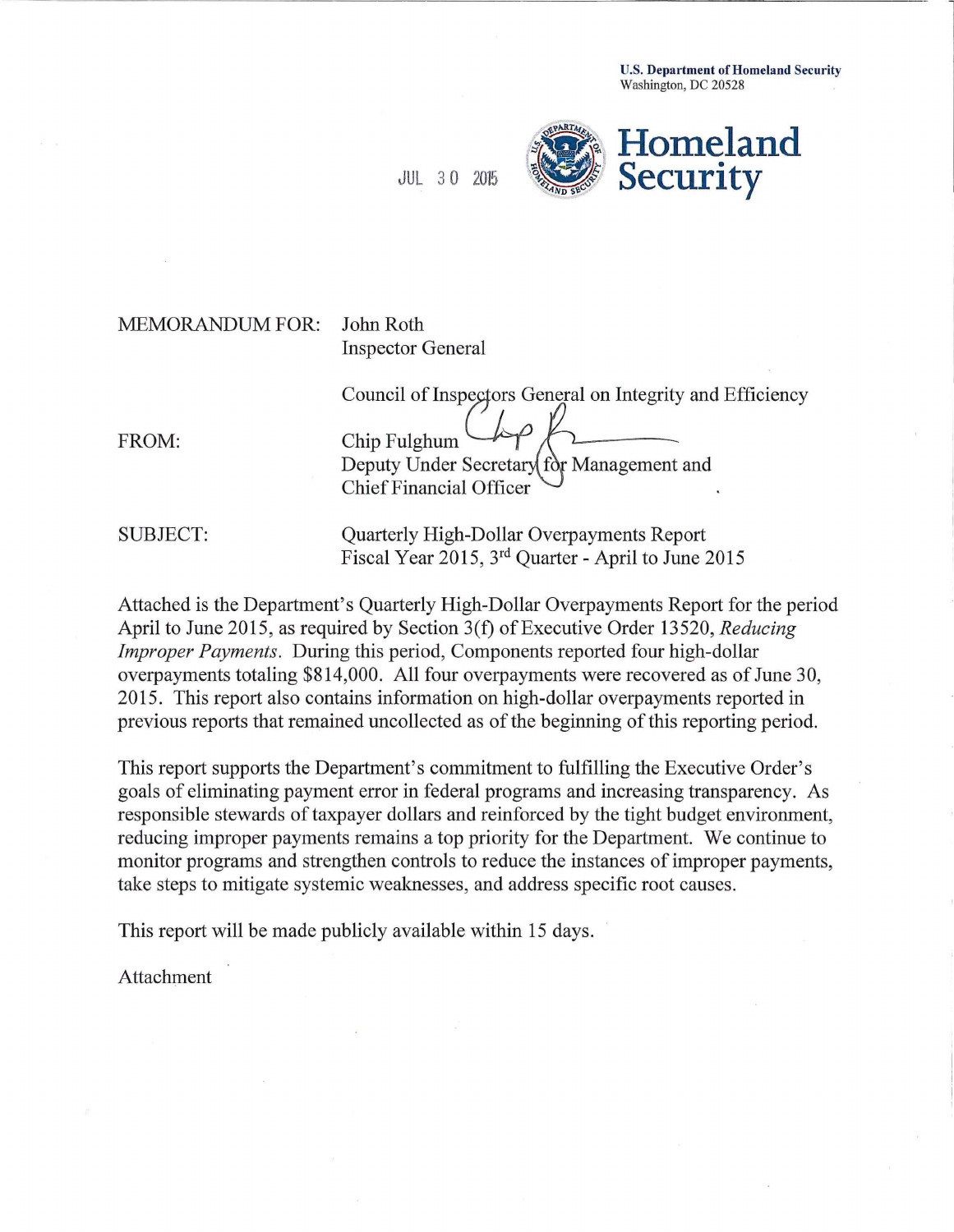**U.S. Department of Homeland Security**
Washington, DC 20528

**Homeland Security**

JUL 30 2015

MEMORANDUM FOR: John Roth
Inspector General

Council of Inspectors General on Integrity and Efficiency

FROM: Chip Fulghum
Deputy Under Secretary for Management and
Chief Financial Officer

SUBJECT: Quarterly High-Dollar Overpayments Report
Fiscal Year 2015, 3rd Quarter - April to June 2015

Attached is the Department's Quarterly High-Dollar Overpayments Report for the period April to June 2015, as required by Section 3(f) of Executive Order 13520, *Reducing Improper Payments*. During this period, Components reported four high-dollar overpayments totaling $814,000. All four overpayments were recovered as of June 30, 2015. This report also contains information on high-dollar overpayments reported in previous reports that remained uncollected as of the beginning of this reporting period.

This report supports the Department's commitment to fulfilling the Executive Order's goals of eliminating payment error in federal programs and increasing transparency. As responsible stewards of taxpayer dollars and reinforced by the tight budget environment, reducing improper payments remains a top priority for the Department. We continue to monitor programs and strengthen controls to reduce the instances of improper payments, take steps to mitigate systemic weaknesses, and address specific root causes.

This report will be made publicly available within 15 days.

Attachment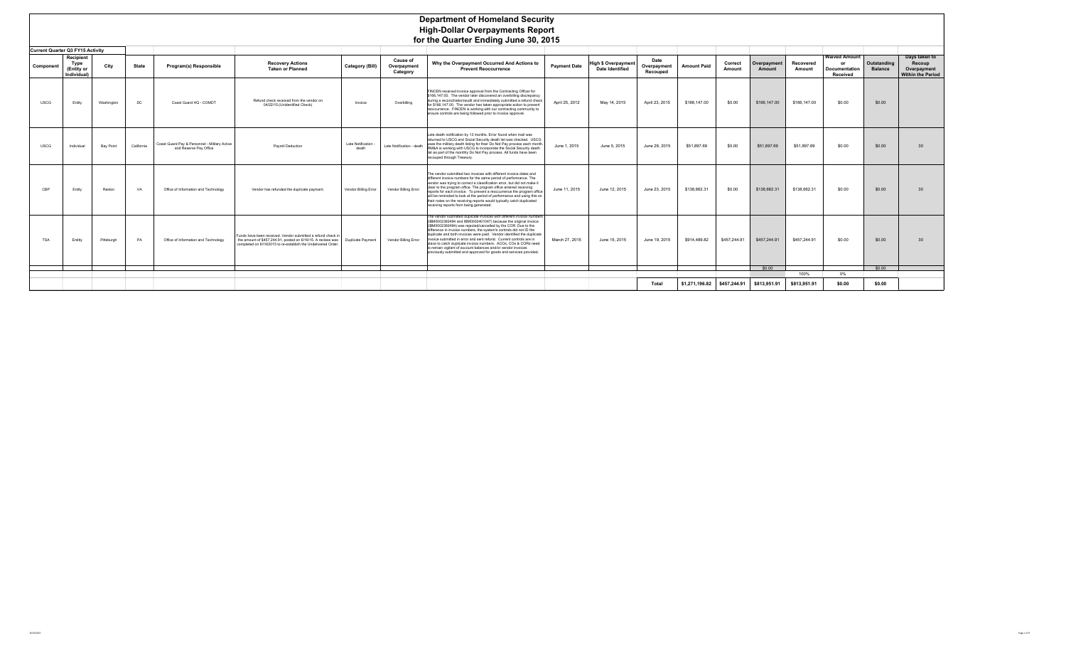# Department of Homeland Security
## High-Dollar Overpayments Report
### for the Quarter Ending June 30, 2015

**Current Quarter Q3 FY15 Activity**

| Component | Recipient Type (Entity or Individual) | City | State | Program(s) Responsible | Recovery Actions Taken or Planned | Category (Bill) | Cause of Overpayment Category | Why the Overpayment Occurred And Actions to Prevent Reoccurrence | Payment Date | High $ Overpayment Date Identified | Date Overpayment Recouped | Amount Paid | Correct Amount | Overpayment Amount | Recovered Amount | Waived Amount or Documentation Received | Outstanding Balance | Days taken to Recoup Overpayment Within the Period |
|---|---|---|---|---|---|---|---|---|---|---|---|---|---|---|---|---|---|---|
| USCG | Entity | Washington | DC | Coast Guard HQ - COMDT | Refund check received from the vendor on 04/22/15.(Unidentified Check) | Invoice | Overbilling | FINCEN received invoice approval from the Contracting Officer for $166,147.00. The vendor later discovered an overbilling discrepancy during a reconciliation/audit and immediately submitted a refund check for $166,147.00. The vendor has taken appropriate action to prevent reoccurrence. FINCEN is working with our contracting community to ensure controls are being followed prior to invoice approval. | April 25, 2012 | May 14, 2015 | April 23, 2015 | $166,147.00 | $0.00 | $166,147.00 | $166,147.00 | $0.00 | $0.00 | |
| USCG | Individual | Bay Point | California | Coast Guard Pay & Personnel - Military Active and Reserve Pay Office | Payroll Deduction | Late Notification - death | Late Notification - death | Late death notification by 13 months. Error found when mail was returned to USCG and Social Security death list was checked. USCG uses the military death listing for their Do Not Pay process each month. RM&A is working with USCG to incorporate the Social Security death list as part of the monthly Do Not Pay process. All funds have been recouped through Treasury. | June 1, 2015 | June 5, 2015 | June 26, 2015 | $51,897.69 | $0.00 | $51,897.69 | $51,897.69 | $0.00 | $0.00 | 30 |
| CBP | Entity | Reston | VA | Office of Information and Technology | Vendor has refunded the duplicate payment. | Vendor Billing Error | Vendor Billing Error | The vendor submitted two invoices with different invoice dates and different invoice numbers for the same period of performance. The vendor was trying to correct a classification error, but did not make it clear to the program office. The program office entered receiving reports for each invoice. To prevent a reoccurrence the program office will be reminded to look at the period of performance and using this on their notes on the receiving reports would typically catch duplicated receiving reports from being generated. | June 11, 2015 | June 12, 2015 | June 23, 2015 | $138,662.31 | $0.00 | $138,662.31 | $138,662.31 | $0.00 | $0.00 | 30 |
| TSA | Entity | Pittsburgh | PA | Office of Information and Technology | Funds have been received. Vendor submitted a refund check in the amount of $457,244.91, posted on 6/16/15. A reclass was completed on 6/19/2015 to re-establish the Undelivered Order. | Duplicate Payment | Vendor Billing Error | The vendor submitted duplicate invoices with different invoice numbers (IBM0002392494 and IBM0002401047) because the original invoice (IBM0002392494) was rejected/cancelled by the COR. Due to the difference in invoice numbers, the system's controls did not ID the duplicate and both invoices were paid. Vendor identified the duplicate invoice submitted in error and sent refund. Current controls are in place to catch duplicate invoice numbers. ACOs, COs & CORs need to remain vigilant of account balances and/or vendor invoices previously submitted and approved for goods and services provided. | March 27, 2015 | June 15, 2015 | June 19, 2015 | $914,489.82 | $457,244.91 | $457,244.91 | $457,244.91 | $0.00 | $0.00 | 30 |
| | | | | | | | | | | | | | | $0.00 | | | $0.00 | |
| | | | | | | | | | | | | | | | 100% | 0% | | |
| | | | | | | | | | | | Total | $1,271,196.82 | $457,244.91 | $813,951.91 | $813,951.91 | $0.00 | $0.00 | |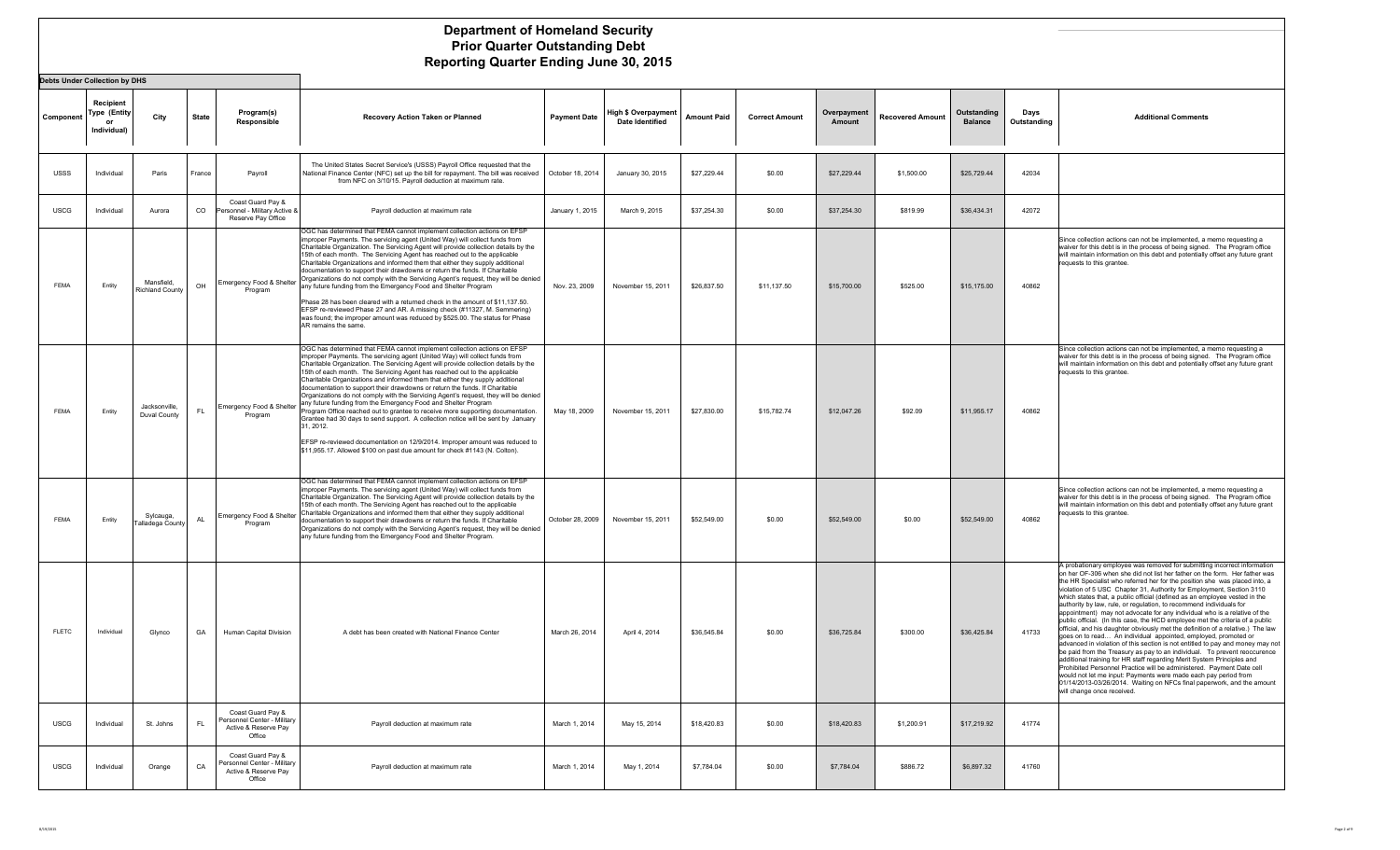# Department of Homeland Security
## Prior Quarter Outstanding Debt
## Reporting Quarter Ending June 30, 2015

**Debts Under Collection by DHS**

| Component | Recipient Type (Entity or Individual) | City | State | Program(s) Responsible | Recovery Action Taken or Planned | Payment Date | High $ Overpayment Date Identified | Amount Paid | Correct Amount | Overpayment Amount | Recovered Amount | Outstanding Balance | Days Outstanding | Additional Comments |
|---|---|---|---|---|---|---|---|---|---|---|---|---|---|---|
| USSS | Individual | Paris | France | Payroll | The United States Secret Service's (USSS) Payroll Office requested that the National Finance Center (NFC) set up the bill for repayment. The bill was received from NFC on 3/10/15. Payroll deduction at maximum rate. | October 18, 2014 | January 30, 2015 | $27,229.44 | $0.00 | $27,229.44 | $1,500.00 | $25,729.44 | 42034 | |
| USCG | Individual | Aurora | CO | Coast Guard Pay & Personnel - Military Active & Reserve Pay Office | Payroll deduction at maximum rate | January 1, 2015 | March 9, 2015 | $37,254.30 | $0.00 | $37,254.30 | $819.99 | $36,434.31 | 42072 | |
| FEMA | Entity | Mansfield, Richland County | OH | Emergency Food & Shelter Program | OGC has determined that FEMA cannot implement collection actions on EFSP improper Payments. The servicing agent (United Way) will collect funds from Charitable Organization. The Servicing Agent will provide collection details by the 15th of each month. The Servicing Agent has reached out to the applicable Charitable Organizations and informed them that either they supply additional documentation to support their drawdowns or return the funds. If Charitable Organizations do not comply with the Servicing Agent's request, they will be denied any future funding from the Emergency Food and Shelter Program<br><br>Phase 28 has been cleared with a returned check in the amount of $11,137.50. EFSP re-reviewed Phase 27 and AR. A missing check (#11327, M. Semmering) was found; the improper amount was reduced by $525.00. The status for Phase AR remains the same. | Nov. 23, 2009 | November 15, 2011 | $26,837.50 | $11,137.50 | $15,700.00 | $525.00 | $15,175.00 | 40862 | Since collection actions can not be implemented, a memo requesting a waiver for this debt is in the process of being signed. The Program office will maintain information on this debt and potentially offset any future grant requests to this grantee. |
| FEMA | Entity | Jacksonville, Duval County | FL | Emergency Food & Shelter Program | OGC has determined that FEMA cannot implement collection actions on EFSP improper Payments. The servicing agent (United Way) will collect funds from Charitable Organization. The Servicing Agent will provide collection details by the 15th of each month. The Servicing Agent has reached out to the applicable Charitable Organizations and informed them that either they supply additional documentation to support their drawdowns or return the funds. If Charitable Organizations do not comply with the Servicing Agent's request, they will be denied any future funding from the Emergency Food and Shelter Program Program Office reached out to grantee to receive more supporting documentation. Grantee had 30 days to send support. A collection notice will be sent by January 31, 2012.<br><br>EFSP re-reviewed documentation on 12/9/2014. Improper amount was reduced to $11,955.17. Allowed $100 on past due amount for check #1143 (N. Colton). | May 18, 2009 | November 15, 2011 | $27,830.00 | $15,782.74 | $12,047.26 | $92.09 | $11,955.17 | 40862 | Since collection actions can not be implemented, a memo requesting a waiver for this debt is in the process of being signed. The Program office will maintain information on this debt and potentially offset any future grant requests to this grantee. |
| FEMA | Entity | Sylcauga, Talladega County | AL | Emergency Food & Shelter Program | OGC has determined that FEMA cannot implement collection actions on EFSP improper Payments. The servicing agent (United Way) will collect funds from Charitable Organization. The Servicing Agent will provide collection details by the 15th of each month. The Servicing Agent has reached out to the applicable Charitable Organizations and informed them that either they supply additional documentation to support their drawdowns or return the funds. If Charitable Organizations do not comply with the Servicing Agent's request, they will be denied any future funding from the Emergency Food and Shelter Program. | October 28, 2009 | November 15, 2011 | $52,549.00 | $0.00 | $52,549.00 | $0.00 | $52,549.00 | 40862 | Since collection actions can not be implemented, a memo requesting a waiver for this debt is in the process of being signed. The Program office will maintain information on this debt and potentially offset any future grant requests to this grantee. |
| FLETC | Individual | Glynco | GA | Human Capital Division | A debt has been created with National Finance Center | March 26, 2014 | April 4, 2014 | $36,545.84 | $0.00 | $36,725.84 | $300.00 | $36,425.84 | 41733 | A probationary employee was removed for submitting incorrect information on her OF-306 when she did not list her father on the form. Her father was the HR Specialist who referred her for the position she was placed into, a violation of 5 USC Chapter 31, Authority for Employment, Section 3110 which states that, a public official (defined as an employee vested in the authority by law, rule, or regulation, to recommend individuals for appointment) may not advocate for any individual who is a relative of the public official. (In this case, the HCD employee met the criteria of a public official, and his daughter obviously met the definition of a relative.) The law goes on to read… An individual appointed, employed, promoted or advanced in violation of this section is not entitled to pay and money may not be paid from the Treasury as pay to an individual. To prevent reoccurence additional training for HR staff regarding Merit System Principles and Prohibited Personnel Practice will be administered. Payment Date cell would not let me input: Payments were made each pay period from 01/14/2013-03/26/2014. Waiting on NFCs final paperwork, and the amount will change once received. |
| USCG | Individual | St. Johns | FL | Coast Guard Pay & Personnel Center - Military Active & Reserve Pay Office | Payroll deduction at maximum rate | March 1, 2014 | May 15, 2014 | $18,420.83 | $0.00 | $18,420.83 | $1,200.91 | $17,219.92 | 41774 | |
| USCG | Individual | Orange | CA | Coast Guard Pay & Personnel Center - Military Active & Reserve Pay Office | Payroll deduction at maximum rate | March 1, 2014 | May 1, 2014 | $7,784.04 | $0.00 | $7,784.04 | $886.72 | $6,897.32 | 41760 | |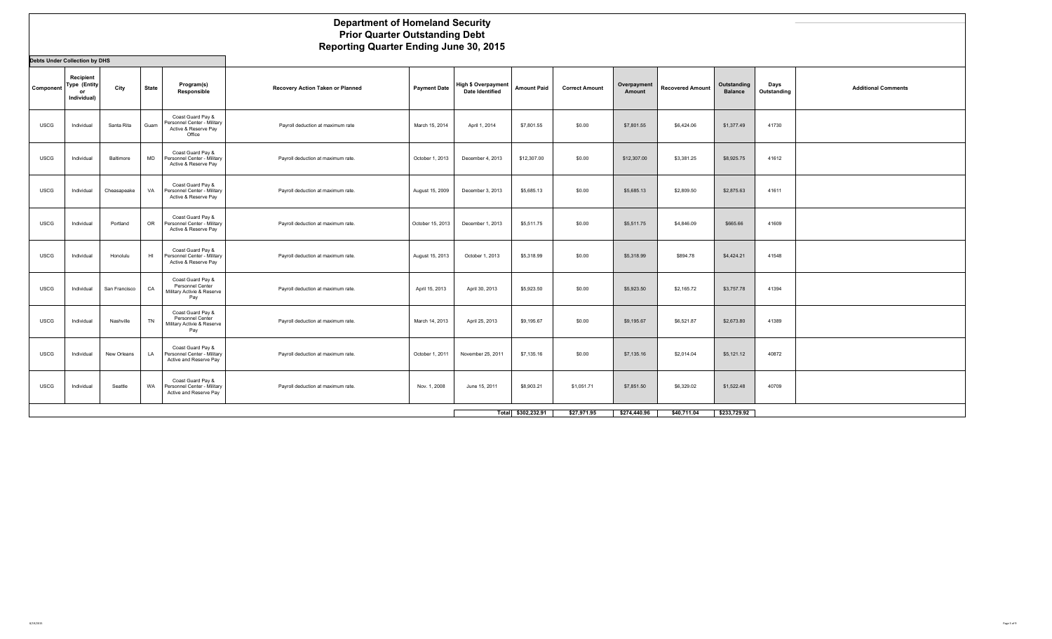# Department of Homeland Security
## Prior Quarter Outstanding Debt
## Reporting Quarter Ending June 30, 2015

**Debts Under Collection by DHS**

| Component | Recipient Type (Entity or Individual) | City | State | Program(s) Responsible | Recovery Action Taken or Planned | Payment Date | High $ Overpayment Date Identified | Amount Paid | Correct Amount | Overpayment Amount | Recovered Amount | Outstanding Balance | Days Outstanding | Additional Comments |
|---|---|---|---|---|---|---|---|---|---|---|---|---|---|---|
| USCG | Individual | Santa Rita | Guam | Coast Guard Pay & Personnel Center - Military Active & Reserve Pay Office | Payroll deduction at maximum rate | March 15, 2014 | April 1, 2014 | $7,801.55 | $0.00 | $7,801.55 | $6,424.06 | $1,377.49 | 41730 | |
| USCG | Individual | Baltimore | MD | Coast Guard Pay & Personnel Center - Military Active & Reserve Pay | Payroll deduction at maximum rate. | October 1, 2013 | December 4, 2013 | $12,307.00 | $0.00 | $12,307.00 | $3,381.25 | $8,925.75 | 41612 | |
| USCG | Individual | Cheasapeake | VA | Coast Guard Pay & Personnel Center - Military Active & Reserve Pay | Payroll deduction at maximum rate. | August 15, 2009 | December 3, 2013 | $5,685.13 | $0.00 | $5,685.13 | $2,809.50 | $2,875.63 | 41611 | |
| USCG | Individual | Portland | OR | Coast Guard Pay & Personnel Center - Military Active & Reserve Pay | Payroll deduction at maximum rate. | October 15, 2013 | December 1, 2013 | $5,511.75 | $0.00 | $5,511.75 | $4,846.09 | $665.66 | 41609 | |
| USCG | Individual | Honolulu | HI | Coast Guard Pay & Personnel Center - Military Active & Reserve Pay | Payroll deduction at maximum rate. | August 15, 2013 | October 1, 2013 | $5,318.99 | $0.00 | $5,318.99 | $894.78 | $4,424.21 | 41548 | |
| USCG | Individual | San Francisco | CA | Coast Guard Pay & Personnel Center Military Activie & Reserve Pay | Payroll deduction at maximum rate. | April 15, 2013 | April 30, 2013 | $5,923.50 | $0.00 | $5,923.50 | $2,165.72 | $3,757.78 | 41394 | |
| USCG | Individual | Nashville | TN | Coast Guard Pay & Personnel Center Military Activie & Reserve Pay | Payroll deduction at maximum rate. | March 14, 2013 | April 25, 2013 | $9,195.67 | $0.00 | $9,195.67 | $6,521.87 | $2,673.80 | 41389 | |
| USCG | Individual | New Orleans | LA | Coast Guard Pay & Personnel Center - Military Active and Reserve Pay | Payroll deduction at maximum rate. | October 1, 2011 | November 25, 2011 | $7,135.16 | $0.00 | $7,135.16 | $2,014.04 | $5,121.12 | 40872 | |
| USCG | Individual | Seattle | WA | Coast Guard Pay & Personnel Center - Military Active and Reserve Pay | Payroll deduction at maximum rate. | Nov. 1, 2008 | June 15, 2011 | $8,903.21 | $1,051.71 | $7,851.50 | $6,329.02 | $1,522.48 | 40709 | |
| | | | | | | | Total | $302,232.91 | $27,971.95 | $274,440.96 | $40,711.04 | $233,729.92 | | |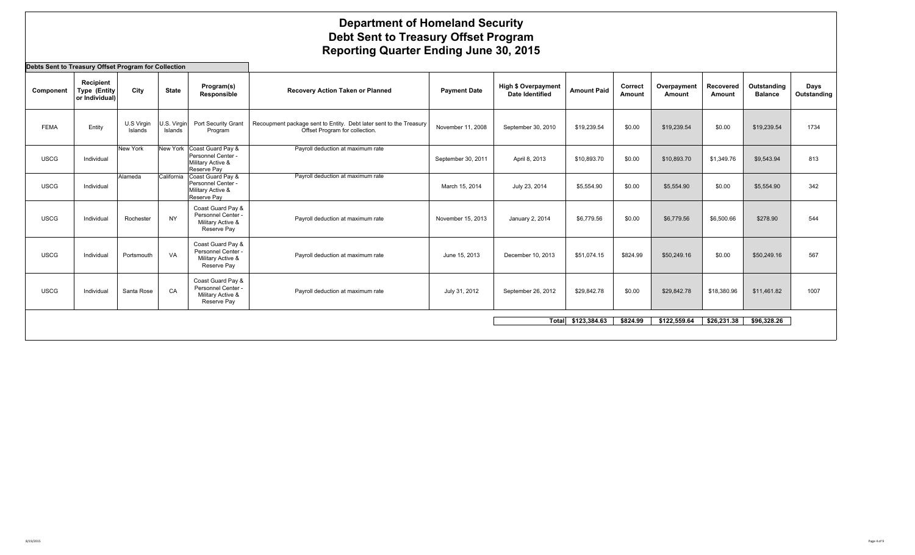# Department of Homeland Security
## Debt Sent to Treasury Offset Program
## Reporting Quarter Ending June 30, 2015

**Debts Sent to Treasury Offset Program for Collection**

| Component | Recipient Type (Entity or Individual) | City | State | Program(s) Responsible | Recovery Action Taken or Planned | Payment Date | High $ Overpayment Date Identified | Amount Paid | Correct Amount | Overpayment Amount | Recovered Amount | Outstanding Balance | Days Outstanding |
|---|---|---|---|---|---|---|---|---|---|---|---|---|---|
| FEMA | Entity | U.S Virgin Islands | U.S. Virgin Islands | Port Security Grant Program | Recoupment package sent to Entity. Debt later sent to the Treasury Offset Program for collection. | November 11, 2008 | September 30, 2010 | $19,239.54 | $0.00 | $19,239.54 | $0.00 | $19,239.54 | 1734 |
| USCG | Individual | New York | New York | Coast Guard Pay & Personnel Center - Military Active & Reserve Pay | Payroll deduction at maximum rate | September 30, 2011 | April 8, 2013 | $10,893.70 | $0.00 | $10,893.70 | $1,349.76 | $9,543.94 | 813 |
| USCG | Individual | Alameda | California | Coast Guard Pay & Personnel Center - Military Active & Reserve Pay | Payroll deduction at maximum rate | March 15, 2014 | July 23, 2014 | $5,554.90 | $0.00 | $5,554.90 | $0.00 | $5,554.90 | 342 |
| USCG | Individual | Rochester | NY | Coast Guard Pay & Personnel Center - Military Active & Reserve Pay | Payroll deduction at maximum rate | November 15, 2013 | January 2, 2014 | $6,779.56 | $0.00 | $6,779.56 | $6,500.66 | $278.90 | 544 |
| USCG | Individual | Portsmouth | VA | Coast Guard Pay & Personnel Center - Military Active & Reserve Pay | Payroll deduction at maximum rate | June 15, 2013 | December 10, 2013 | $51,074.15 | $824.99 | $50,249.16 | $0.00 | $50,249.16 | 567 |
| USCG | Individual | Santa Rose | CA | Coast Guard Pay & Personnel Center - Military Active & Reserve Pay | Payroll deduction at maximum rate | July 31, 2012 | September 26, 2012 | $29,842.78 | $0.00 | $29,842.78 | $18,380.96 | $11,461.82 | 1007 |
| | | | | | | | **Total** | **$123,384.63** | **$824.99** | **$122,559.64** | **$26,231.38** | **$96,328.26** | |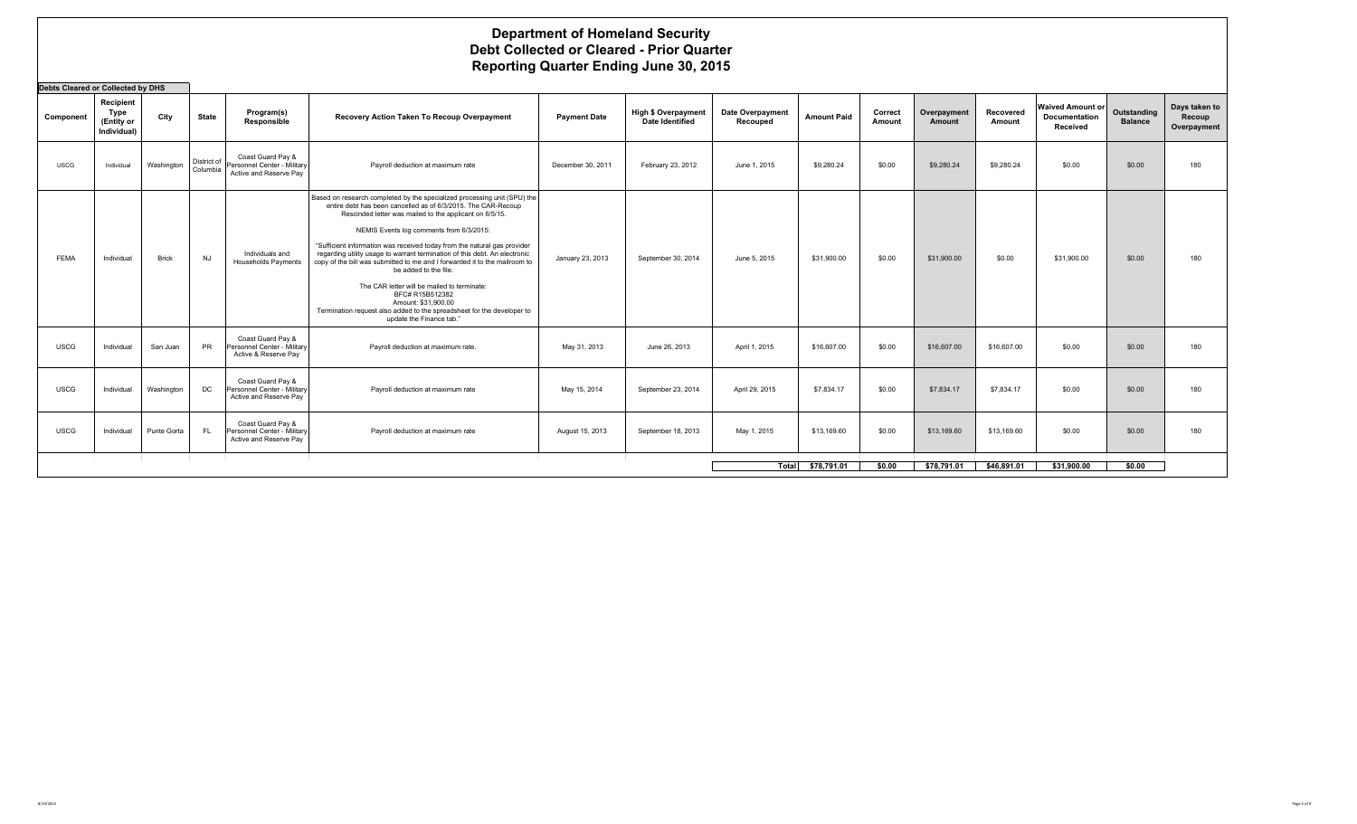# Department of Homeland Security
## Debt Collected or Cleared - Prior Quarter
## Reporting Quarter Ending June 30, 2015

**Debts Cleared or Collected by DHS**

| Component | Recipient Type (Entity or Individual) | City | State | Program(s) Responsible | Recovery Action Taken To Recoup Overpayment | Payment Date | High $ Overpayment Date Identified | Date Overpayment Recouped | Amount Paid | Correct Amount | Overpayment Amount | Recovered Amount | Waived Amount or Documentation Received | Outstanding Balance | Days taken to Recoup Overpayment |
|---|---|---|---|---|---|---|---|---|---|---|---|---|---|---|---|
| USCG | Individual | Washington | District of Columbia | Coast Guard Pay & Personnel Center - Military Active and Reserve Pay | Payroll deduction at maximum rate | December 30, 2011 | February 23, 2012 | June 1, 2015 | $9,280.24 | $0.00 | $9,280.24 | $9,280.24 | $0.00 | $0.00 | 180 |
| FEMA | Individual | Brick | NJ | Individuals and Households Payments | Based on research completed by the specialized processing unit (SPU) the entire debt has been cancelled as of 6/3/2015. The CAR-Recoup Rescinded letter was mailed to the applicant on 6/5/15. NEMIS Events log comments from 6/3/2015: "Sufficient information was received today from the natural gas provider regarding utility usage to warrant termination of this debt. An electronic copy of the bill was submitted to me and I forwarded it to the mailroom to be added to the file. The CAR letter will be mailed to terminate: BFC# R15B512382 Amount: $31,900.00 Termination request also added to the spreadsheet for the developer to update the Finance tab." | January 23, 2013 | September 30, 2014 | June 5, 2015 | $31,900.00 | $0.00 | $31,900.00 | $0.00 | $31,900.00 | $0.00 | 180 |
| USCG | Individual | San Juan | PR | Coast Guard Pay & Personnel Center - Military Active & Reserve Pay | Payroll deduction at maximum rate. | May 31, 2013 | June 26, 2013 | April 1, 2015 | $16,607.00 | $0.00 | $16,607.00 | $16,607.00 | $0.00 | $0.00 | 180 |
| USCG | Individual | Washington | DC | Coast Guard Pay & Personnel Center - Military Active and Reserve Pay | Payroll deduction at maximum rate | May 15, 2014 | September 23, 2014 | April 29, 2015 | $7,834.17 | $0.00 | $7,834.17 | $7,834.17 | $0.00 | $0.00 | 180 |
| USCG | Individual | Punte Gorta | FL | Coast Guard Pay & Personnel Center - Military Active and Reserve Pay | Payroll deduction at maximum rate | August 15, 2013 | September 18, 2013 | May 1, 2015 | $13,169.60 | $0.00 | $13,169.60 | $13,169.60 | $0.00 | $0.00 | 180 |
| | | | | | | | | **Total** | **$78,791.01** | **$0.00** | **$78,791.01** | **$46,891.01** | **$31,900.00** | **$0.00** | |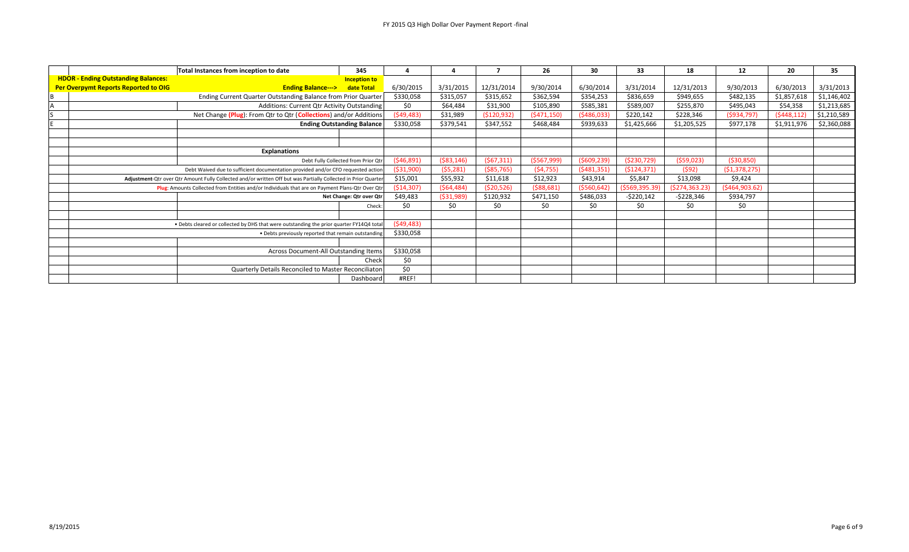FY 2015 Q3 High Dollar Over Payment Report -final

| | | Total Instances from inception to date | 345 | 4 | 4 | 7 | 26 | 30 | 33 | 18 | 12 | 20 | 35 |
|---|---|---|---|---|---|---|---|---|---|---|---|---|---|
| | **HDOR - Ending Outstanding Balances: Per Overpymt Reports Reported to OIG** | **Ending Balance--->** | **Inception to date Total** | 6/30/2015 | 3/31/2015 | 12/31/2014 | 9/30/2014 | 6/30/2014 | 3/31/2014 | 12/31/2013 | 9/30/2013 | 6/30/2013 | 3/31/2013 |
| B | | Ending Current Quarter Outstanding Balance from Prior Quarter | | $330,058 | $315,057 | $315,652 | $362,594 | $354,253 | $836,659 | $949,655 | $482,135 | $1,857,618 | $1,146,402 |
| A | | Additions: Current Qtr Activity Outstanding | | $0 | $64,484 | $31,900 | $105,890 | $585,381 | $589,007 | $255,870 | $495,043 | $54,358 | $1,213,685 |
| S | | Net Change (Plug): From Qtr to Qtr (Collections) and/or Additions | | ($49,483) | $31,989 | ($120,932) | ($471,150) | ($486,033) | $220,142 | $228,346 | ($934,797) | ($448,112) | $1,210,589 |
| E | | | **Ending Outstanding Balance** | $330,058 | $379,541 | $347,552 | $468,484 | $939,633 | $1,425,666 | $1,205,525 | $977,178 | $1,911,976 | $2,360,088 |
| | | | | | | | | | | | | | |
| | | **Explanations** | | | | | | | | | | | |
| | | | Debt Fully Collected from Prior Qtr | ($46,891) | ($83,146) | ($67,311) | ($567,999) | ($609,239) | ($230,729) | ($59,023) | ($30,850) | | |
| | | Debt Waived due to sufficient documentation provided and/or CFO requested action | | ($31,900) | ($5,281) | ($85,765) | ($4,755) | ($481,351) | ($124,371) | ($92) | ($1,378,275) | | |
| | | **Adjustment**-Qtr over Qtr Amount Fully Collected and/or written Off but was Partially Collected in Prior Quarter | | $15,001 | $55,932 | $11,618 | $12,923 | $43,914 | $5,847 | $13,098 | $9,424 | | |
| | | **Plug**: Amounts Collected from Entities and/or Individuals that are on Payment Plans-Qtr Over Qtr | | ($14,307) | ($64,484) | ($20,526) | ($88,681) | ($560,642) | ($569,395.39) | ($274,363.23) | ($464,903.62) | | |
| | | | **Net Change: Qtr over Qtr** | $49,483 | ($31,989) | $120,932 | $471,150 | $486,033 | -$220,142 | -$228,346 | $934,797 | | |
| | | | Check: | $0 | $0 | $0 | $0 | $0 | $0 | $0 | $0 | | |
| | | | | | | | | | | | | | |
| | | • Debts cleared or collected by DHS that were outstanding the prior quarter FY14Q4 total | | ($49,483) | | | | | | | | | |
| | | • Debts previously reported that remain outstanding | | $330,058 | | | | | | | | | |
| | | | | | | | | | | | | | |
| | | Across Document-All Outstanding Items | | $330,058 | | | | | | | | | |
| | | | Check | $0 | | | | | | | | | |
| | | Quarterly Details Reconciled to Master Reconciliaton | | $0 | | | | | | | | | |
| | | | Dashboard | #REF! | | | | | | | | | |